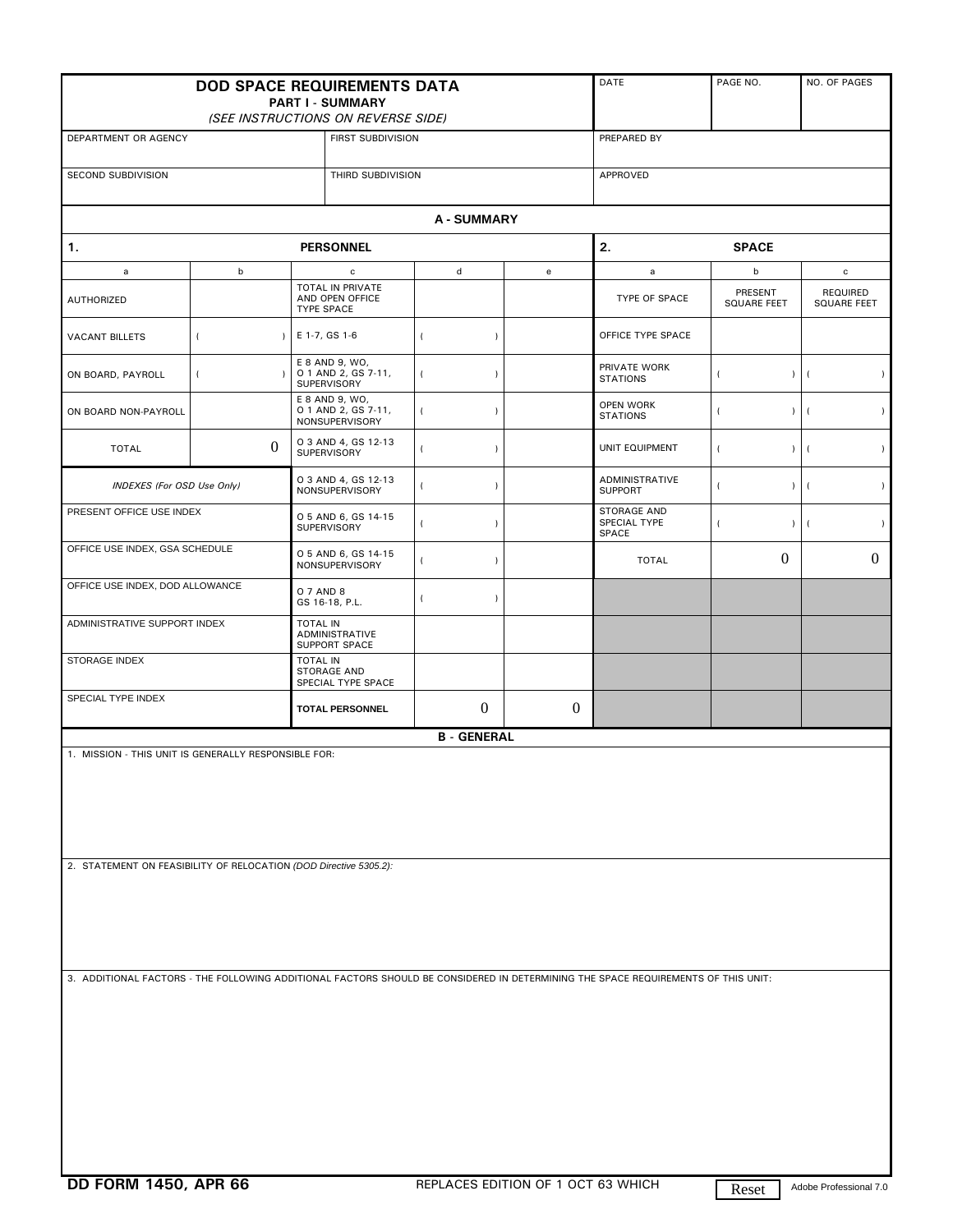# DOD SPACE REQUIREMENTS DATA

**PART I - SUMMARY**

*(SEE INSTRUCTIONS ON REVERSE SIDE)*

| DATE | PAGE NO. | NO. OF PAGES |
|---|---|---|
| | | |

| DEPARTMENT OR AGENCY | FIRST SUBDIVISION | PREPARED BY |
|---|---|---|
| SECOND SUBDIVISION | THIRD SUBDIVISION | APPROVED |

## A - SUMMARY

| 1. PERSONNEL | | | | | 2. SPACE | | |
|---|---|---|---|---|---|---|---|
| a | b | c | d | e | a | b | c |
| AUTHORIZED | | TOTAL IN PRIVATE AND OPEN OFFICE TYPE SPACE | | | TYPE OF SPACE | PRESENT SQUARE FEET | REQUIRED SQUARE FEET |
| VACANT BILLETS | ( ) | E 1-7, GS 1-6 | ( ) | | OFFICE TYPE SPACE | | |
| ON BOARD, PAYROLL | ( ) | E 8 AND 9, WO, O 1 AND 2, GS 7-11, SUPERVISORY | ( ) | | PRIVATE WORK STATIONS | ( ) | ( ) |
| ON BOARD NON-PAYROLL | | E 8 AND 9, WO, O 1 AND 2, GS 7-11, NONSUPERVISORY | ( ) | | OPEN WORK STATIONS | ( ) | ( ) |
| TOTAL | 0 | O 3 AND 4, GS 12-13 SUPERVISORY | ( ) | | UNIT EQUIPMENT | ( ) | ( ) |
| *INDEXES (For OSD Use Only)* | | O 3 AND 4, GS 12-13 NONSUPERVISORY | ( ) | | ADMINISTRATIVE SUPPORT | ( ) | ( ) |
| PRESENT OFFICE USE INDEX | | O 5 AND 6, GS 14-15 SUPERVISORY | ( ) | | STORAGE AND SPECIAL TYPE SPACE | ( ) | ( ) |
| OFFICE USE INDEX, GSA SCHEDULE | | O 5 AND 6, GS 14-15 NONSUPERVISORY | ( ) | | TOTAL | 0 | 0 |
| OFFICE USE INDEX, DOD ALLOWANCE | | O 7 AND 8 GS 16-18, P.L. | ( ) | | | | |
| ADMINISTRATIVE SUPPORT INDEX | | TOTAL IN ADMINISTRATIVE SUPPORT SPACE | | | | | |
| STORAGE INDEX | | TOTAL IN STORAGE AND SPECIAL TYPE SPACE | | | | | |
| SPECIAL TYPE INDEX | | TOTAL PERSONNEL | 0 | 0 | | | |

## B - GENERAL

1. MISSION - THIS UNIT IS GENERALLY RESPONSIBLE FOR:

2. STATEMENT ON FEASIBILITY OF RELOCATION *(DOD Directive 5305.2)*:

3. ADDITIONAL FACTORS - THE FOLLOWING ADDITIONAL FACTORS SHOULD BE CONSIDERED IN DETERMINING THE SPACE REQUIREMENTS OF THIS UNIT:

**DD FORM 1450, APR 66** REPLACES EDITION OF 1 OCT 63 WHICH

Reset

Adobe Professional 7.0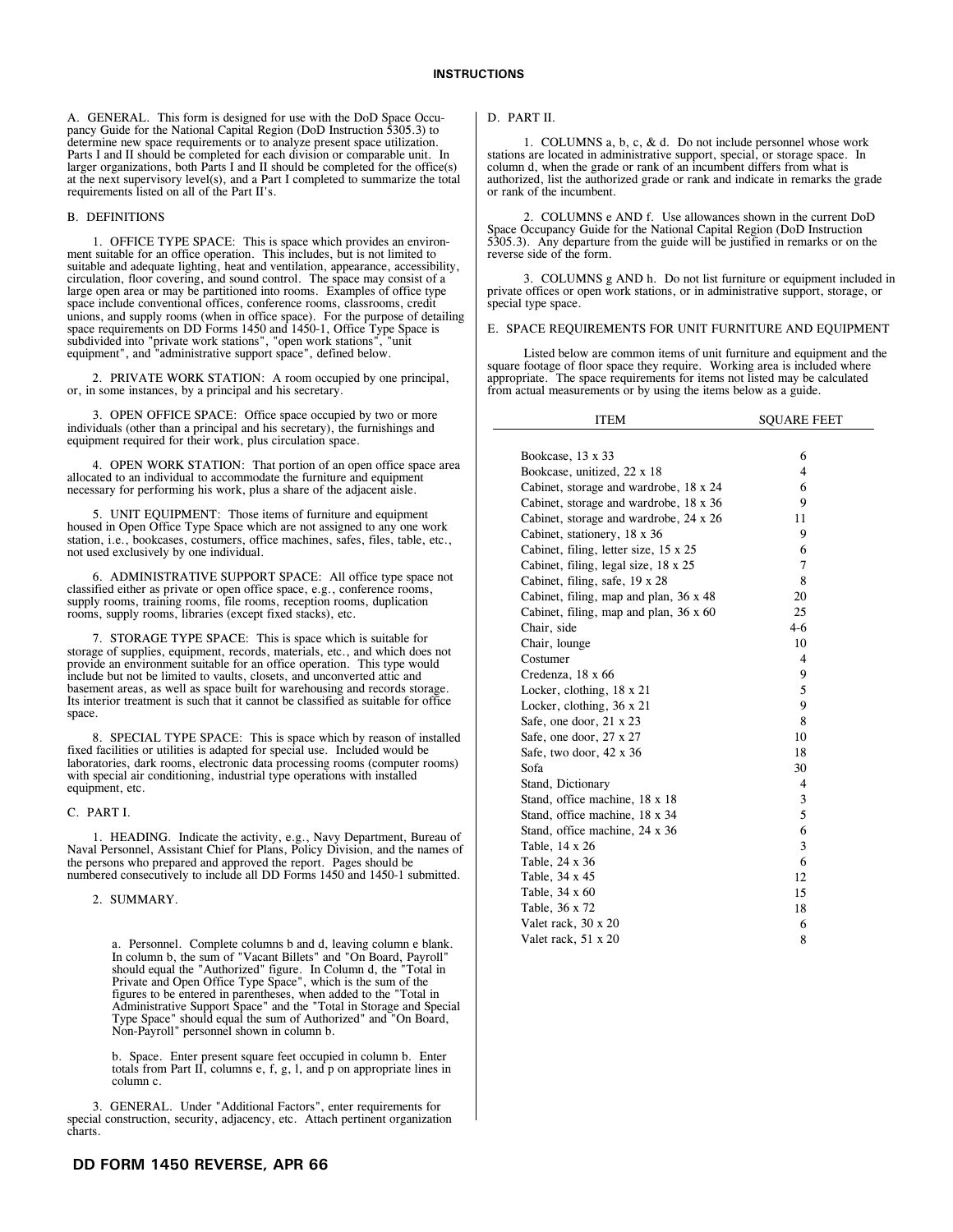# INSTRUCTIONS

A. GENERAL. This form is designed for use with the DoD Space Occupancy Guide for the National Capital Region (DoD Instruction 5305.3) to determine new space requirements or to analyze present space utilization. Parts I and II should be completed for each division or comparable unit. In larger organizations, both Parts I and II should be completed for the office(s) at the next supervisory level(s), and a Part I completed to summarize the total requirements listed on all of the Part II's.

B. DEFINITIONS

1. OFFICE TYPE SPACE: This is space which provides an environment suitable for an office operation. This includes, but is not limited to suitable and adequate lighting, heat and ventilation, appearance, accessibility, circulation, floor covering, and sound control. The space may consist of a large open area or may be partitioned into rooms. Examples of office type space include conventional offices, conference rooms, classrooms, credit unions, and supply rooms (when in office space). For the purpose of detailing space requirements on DD Forms 1450 and 1450-1, Office Type Space is subdivided into "private work stations", "open work stations", "unit equipment", and "administrative support space", defined below.

2. PRIVATE WORK STATION: A room occupied by one principal, or, in some instances, by a principal and his secretary.

3. OPEN OFFICE SPACE: Office space occupied by two or more individuals (other than a principal and his secretary), the furnishings and equipment required for their work, plus circulation space.

4. OPEN WORK STATION: That portion of an open office space area allocated to an individual to accommodate the furniture and equipment necessary for performing his work, plus a share of the adjacent aisle.

5. UNIT EQUIPMENT: Those items of furniture and equipment housed in Open Office Type Space which are not assigned to any one work station, i.e., bookcases, costumers, office machines, safes, files, table, etc., not used exclusively by one individual.

6. ADMINISTRATIVE SUPPORT SPACE: All office type space not classified either as private or open office space, e.g., conference rooms, supply rooms, training rooms, file rooms, reception rooms, duplication rooms, supply rooms, libraries (except fixed stacks), etc.

7. STORAGE TYPE SPACE: This is space which is suitable for storage of supplies, equipment, records, materials, etc., and which does not provide an environment suitable for an office operation. This type would include but not be limited to vaults, closets, and unconverted attic and basement areas, as well as space built for warehousing and records storage. Its interior treatment is such that it cannot be classified as suitable for office space.

8. SPECIAL TYPE SPACE: This is space which by reason of installed fixed facilities or utilities is adapted for special use. Included would be laboratories, dark rooms, electronic data processing rooms (computer rooms) with special air conditioning, industrial type operations with installed equipment, etc.

C. PART I.

1. HEADING. Indicate the activity, e.g., Navy Department, Bureau of Naval Personnel, Assistant Chief for Plans, Policy Division, and the names of the persons who prepared and approved the report. Pages should be numbered consecutively to include all DD Forms 1450 and 1450-1 submitted.

2. SUMMARY.

a. Personnel. Complete columns b and d, leaving column e blank. In column b, the sum of "Vacant Billets" and "On Board, Payroll" should equal the "Authorized" figure. In Column d, the "Total in Private and Open Office Type Space", which is the sum of the figures to be entered in parentheses, when added to the "Total in Administrative Support Space" and the "Total in Storage and Special Type Space" should equal the sum of Authorized" and "On Board, Non-Payroll" personnel shown in column b.

b. Space. Enter present square feet occupied in column b. Enter totals from Part II, columns e, f, g, l, and p on appropriate lines in column c.

3. GENERAL. Under "Additional Factors", enter requirements for special construction, security, adjacency, etc. Attach pertinent organization charts.

D. PART II.

1. COLUMNS a, b, c, & d. Do not include personnel whose work stations are located in administrative support, special, or storage space. In column d, when the grade or rank of an incumbent differs from what is authorized, list the authorized grade or rank and indicate in remarks the grade or rank of the incumbent.

2. COLUMNS e AND f. Use allowances shown in the current DoD Space Occupancy Guide for the National Capital Region (DoD Instruction 5305.3). Any departure from the guide will be justified in remarks or on the reverse side of the form.

3. COLUMNS g AND h. Do not list furniture or equipment included in private offices or open work stations, or in administrative support, storage, or special type space.

E. SPACE REQUIREMENTS FOR UNIT FURNITURE AND EQUIPMENT

Listed below are common items of unit furniture and equipment and the square footage of floor space they require. Working area is included where appropriate. The space requirements for items not listed may be calculated from actual measurements or by using the items below as a guide.

| ITEM | SQUARE FEET |
|---|---|
| Bookcase, 13 x 33 | 6 |
| Bookcase, unitized, 22 x 18 | 4 |
| Cabinet, storage and wardrobe, 18 x 24 | 6 |
| Cabinet, storage and wardrobe, 18 x 36 | 9 |
| Cabinet, storage and wardrobe, 24 x 26 | 11 |
| Cabinet, stationery, 18 x 36 | 9 |
| Cabinet, filing, letter size, 15 x 25 | 6 |
| Cabinet, filing, legal size, 18 x 25 | 7 |
| Cabinet, filing, safe, 19 x 28 | 8 |
| Cabinet, filing, map and plan, 36 x 48 | 20 |
| Cabinet, filing, map and plan, 36 x 60 | 25 |
| Chair, side | 4-6 |
| Chair, lounge | 10 |
| Costumer | 4 |
| Credenza, 18 x 66 | 9 |
| Locker, clothing, 18 x 21 | 5 |
| Locker, clothing, 36 x 21 | 9 |
| Safe, one door, 21 x 23 | 8 |
| Safe, one door, 27 x 27 | 10 |
| Safe, two door, 42 x 36 | 18 |
| Sofa | 30 |
| Stand, Dictionary | 4 |
| Stand, office machine, 18 x 18 | 3 |
| Stand, office machine, 18 x 34 | 5 |
| Stand, office machine, 24 x 36 | 6 |
| Table, 14 x 26 | 3 |
| Table, 24 x 36 | 6 |
| Table, 34 x 45 | 12 |
| Table, 34 x 60 | 15 |
| Table, 36 x 72 | 18 |
| Valet rack, 30 x 20 | 6 |
| Valet rack, 51 x 20 | 8 |

**DD FORM 1450 REVERSE, APR 66**